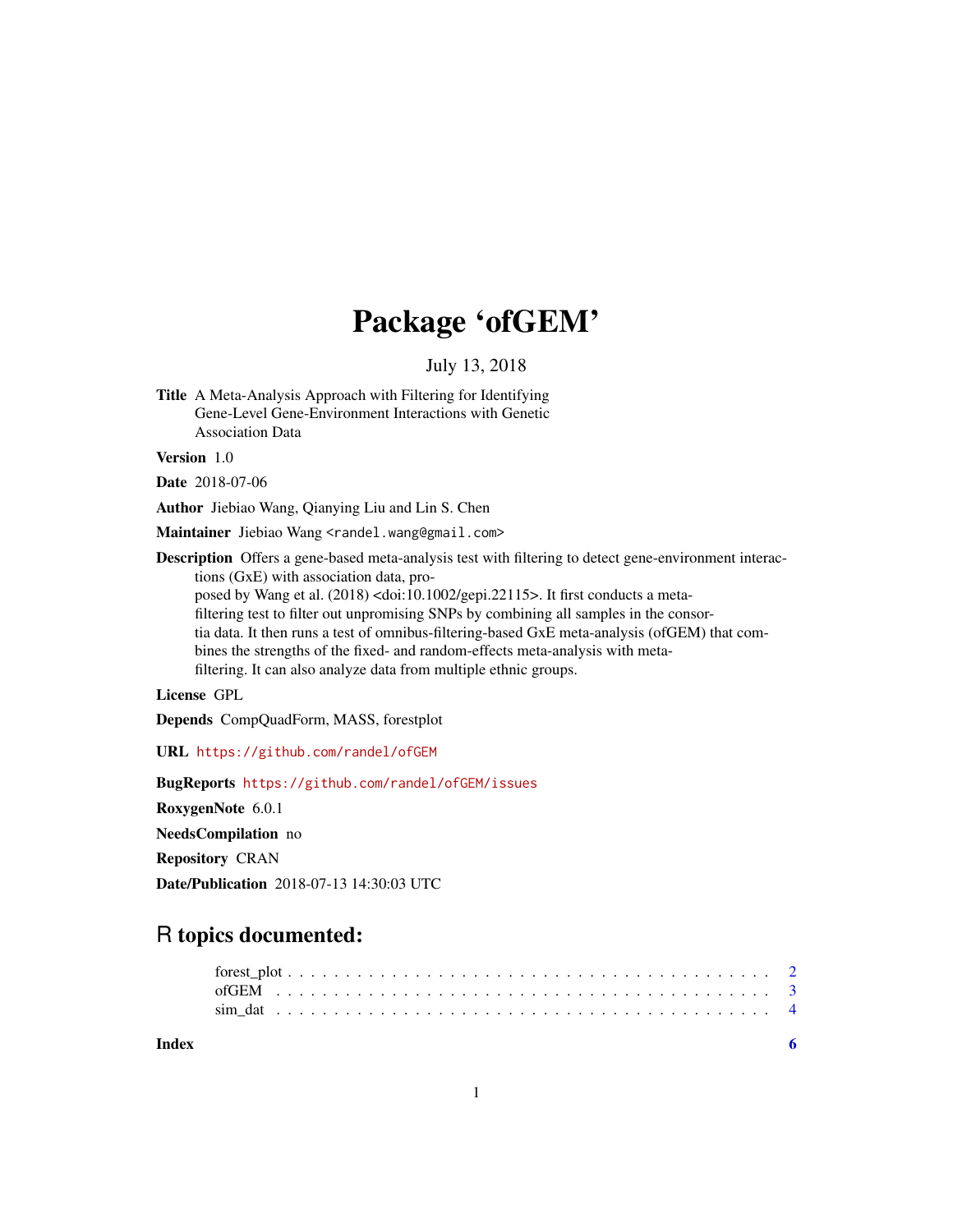# Package 'ofGEM'

July 13, 2018

**Title** A Meta-Analysis Approach with Filtering for Identifying Gene-Level Gene-Environment Interactions with Genetic Association Data

**Version** 1.0

**Date** 2018-07-06

**Author** Jiebiao Wang, Qianying Liu and Lin S. Chen

**Maintainer** Jiebiao Wang <randel.wang@gmail.com>

**Description** Offers a gene-based meta-analysis test with filtering to detect gene-environment interactions (GxE) with association data, proposed by Wang et al. (2018) <doi:10.1002/gepi.22115>. It first conducts a meta-filtering test to filter out unpromising SNPs by combining all samples in the consortia data. It then runs a test of omnibus-filtering-based GxE meta-analysis (ofGEM) that combines the strengths of the fixed- and random-effects meta-analysis with meta-filtering. It can also analyze data from multiple ethnic groups.

**License** GPL

**Depends** CompQuadForm, MASS, forestplot

**URL** https://github.com/randel/ofGEM

**BugReports** https://github.com/randel/ofGEM/issues

**RoxygenNote** 6.0.1

**NeedsCompilation** no

**Repository** CRAN

**Date/Publication** 2018-07-13 14:30:03 UTC

## R topics documented:

forest_plot . . . . . . . . . . . . . . . . . . . . . . . . . . . . . . . . . . . . . . . 2
ofGEM . . . . . . . . . . . . . . . . . . . . . . . . . . . . . . . . . . . . . . . . . 3
sim_dat . . . . . . . . . . . . . . . . . . . . . . . . . . . . . . . . . . . . . . . . . 4

**Index** 6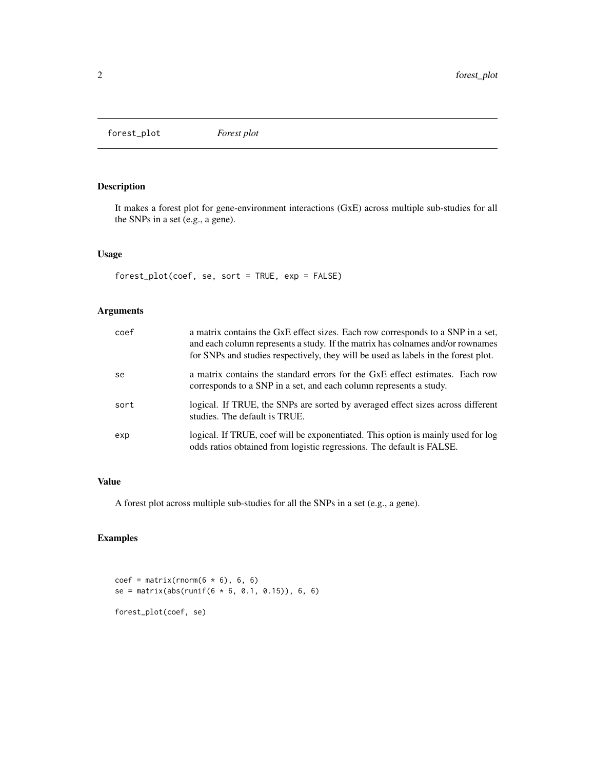forest_plot *Forest plot*

## Description

It makes a forest plot for gene-environment interactions (GxE) across multiple sub-studies for all the SNPs in a set (e.g., a gene).

## Usage

```
forest_plot(coef, se, sort = TRUE, exp = FALSE)
```

## Arguments

| | |
|---|---|
| coef | a matrix contains the GxE effect sizes. Each row corresponds to a SNP in a set, and each column represents a study. If the matrix has colnames and/or rownames for SNPs and studies respectively, they will be used as labels in the forest plot. |
| se | a matrix contains the standard errors for the GxE effect estimates. Each row corresponds to a SNP in a set, and each column represents a study. |
| sort | logical. If TRUE, the SNPs are sorted by averaged effect sizes across different studies. The default is TRUE. |
| exp | logical. If TRUE, coef will be exponentiated. This option is mainly used for log odds ratios obtained from logistic regressions. The default is FALSE. |

## Value

A forest plot across multiple sub-studies for all the SNPs in a set (e.g., a gene).

## Examples

```
coef = matrix(rnorm(6 * 6), 6, 6)
se = matrix(abs(runif(6 * 6, 0.1, 0.15)), 6, 6)

forest_plot(coef, se)
```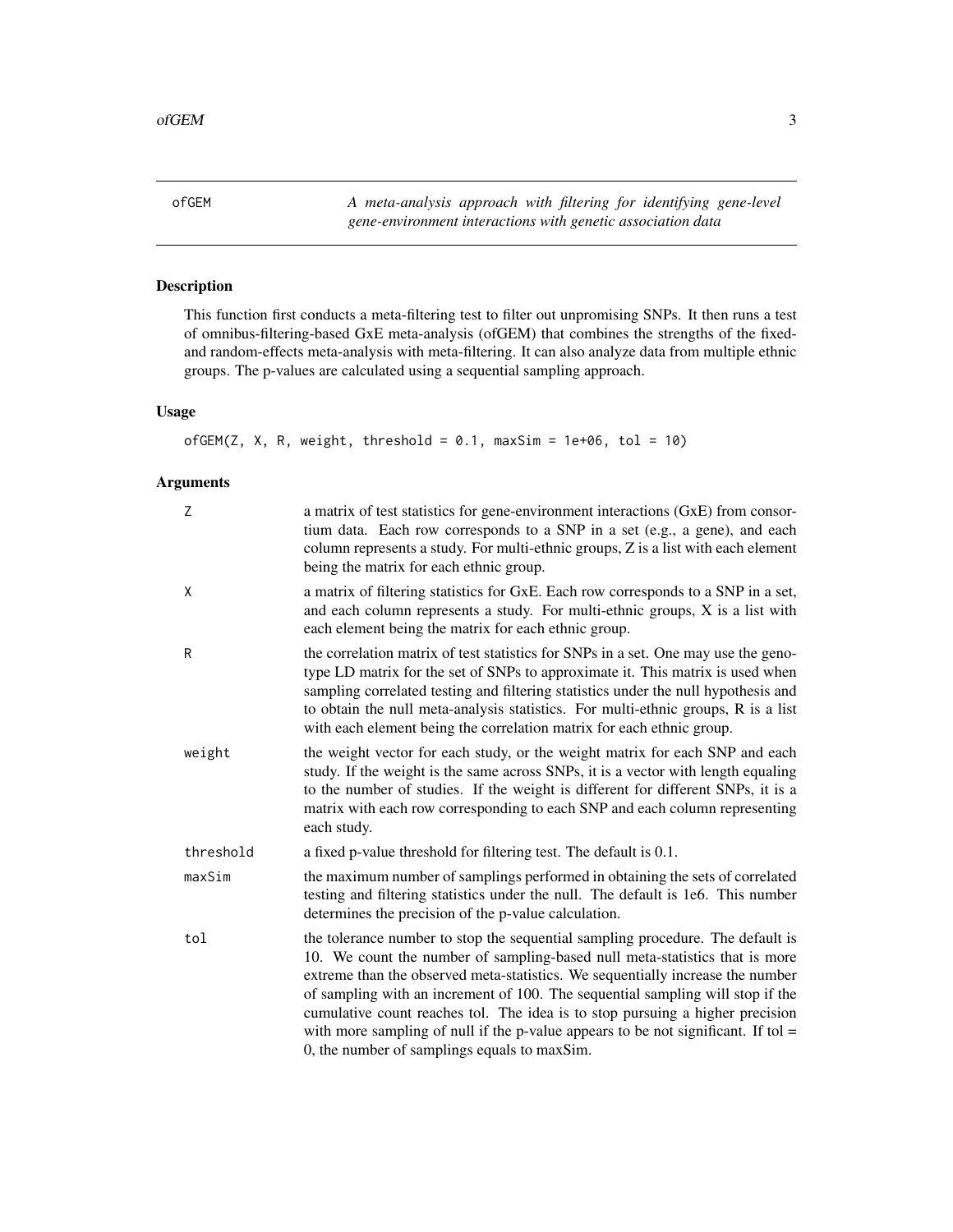ofGEM — *A meta-analysis approach with filtering for identifying gene-level gene-environment interactions with genetic association data*

## Description

This function first conducts a meta-filtering test to filter out unpromising SNPs. It then runs a test of omnibus-filtering-based GxE meta-analysis (ofGEM) that combines the strengths of the fixed- and random-effects meta-analysis with meta-filtering. It can also analyze data from multiple ethnic groups. The p-values are calculated using a sequential sampling approach.

## Usage

```
ofGEM(Z, X, R, weight, threshold = 0.1, maxSim = 1e+06, tol = 10)
```

## Arguments

| | |
|---|---|
| `Z` | a matrix of test statistics for gene-environment interactions (GxE) from consortium data. Each row corresponds to a SNP in a set (e.g., a gene), and each column represents a study. For multi-ethnic groups, Z is a list with each element being the matrix for each ethnic group. |
| `X` | a matrix of filtering statistics for GxE. Each row corresponds to a SNP in a set, and each column represents a study. For multi-ethnic groups, X is a list with each element being the matrix for each ethnic group. |
| `R` | the correlation matrix of test statistics for SNPs in a set. One may use the genotype LD matrix for the set of SNPs to approximate it. This matrix is used when sampling correlated testing and filtering statistics under the null hypothesis and to obtain the null meta-analysis statistics. For multi-ethnic groups, R is a list with each element being the correlation matrix for each ethnic group. |
| `weight` | the weight vector for each study, or the weight matrix for each SNP and each study. If the weight is the same across SNPs, it is a vector with length equaling to the number of studies. If the weight is different for different SNPs, it is a matrix with each row corresponding to each SNP and each column representing each study. |
| `threshold` | a fixed p-value threshold for filtering test. The default is 0.1. |
| `maxSim` | the maximum number of samplings performed in obtaining the sets of correlated testing and filtering statistics under the null. The default is 1e6. This number determines the precision of the p-value calculation. |
| `tol` | the tolerance number to stop the sequential sampling procedure. The default is 10. We count the number of sampling-based null meta-statistics that is more extreme than the observed meta-statistics. We sequentially increase the number of sampling with an increment of 100. The sequential sampling will stop if the cumulative count reaches tol. The idea is to stop pursuing a higher precision with more sampling of null if the p-value appears to be not significant. If tol = 0, the number of samplings equals to maxSim. |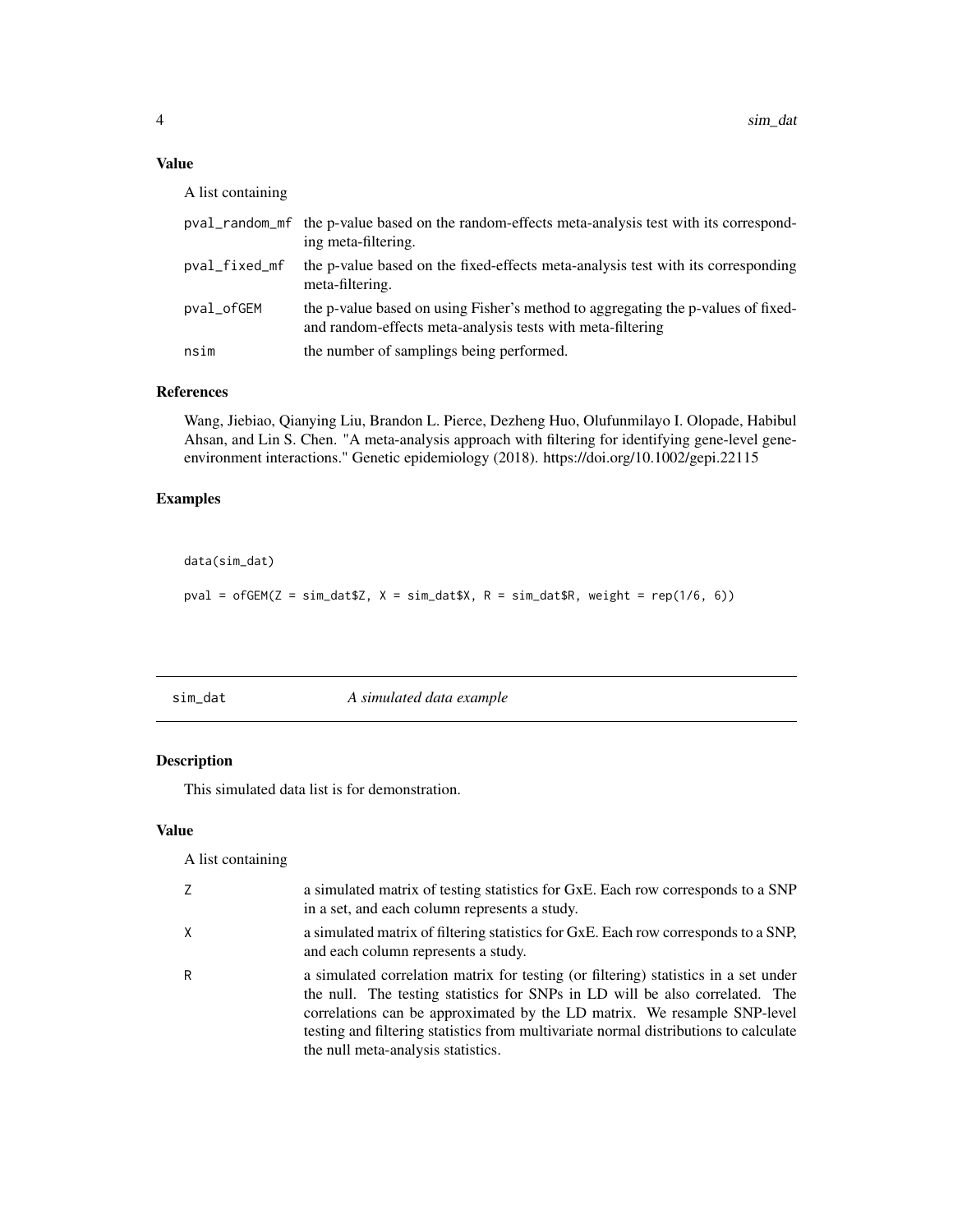### Value

A list containing

- `pval_random_mf` the p-value based on the random-effects meta-analysis test with its corresponding meta-filtering.
- `pval_fixed_mf` the p-value based on the fixed-effects meta-analysis test with its corresponding meta-filtering.
- `pval_ofGEM` the p-value based on using Fisher's method to aggregating the p-values of fixed- and random-effects meta-analysis tests with meta-filtering
- `nsim` the number of samplings being performed.

### References

Wang, Jiebiao, Qianying Liu, Brandon L. Pierce, Dezheng Huo, Olufunmilayo I. Olopade, Habibul Ahsan, and Lin S. Chen. "A meta-analysis approach with filtering for identifying gene-level gene-environment interactions." Genetic epidemiology (2018). https://doi.org/10.1002/gepi.22115

### Examples

```
data(sim_dat)

pval = ofGEM(Z = sim_dat$Z, X = sim_dat$X, R = sim_dat$R, weight = rep(1/6, 6))
```

---

## sim_dat — *A simulated data example*

### Description

This simulated data list is for demonstration.

### Value

A list containing

- `Z` a simulated matrix of testing statistics for GxE. Each row corresponds to a SNP in a set, and each column represents a study.
- `X` a simulated matrix of filtering statistics for GxE. Each row corresponds to a SNP, and each column represents a study.
- `R` a simulated correlation matrix for testing (or filtering) statistics in a set under the null. The testing statistics for SNPs in LD will be also correlated. The correlations can be approximated by the LD matrix. We resample SNP-level testing and filtering statistics from multivariate normal distributions to calculate the null meta-analysis statistics.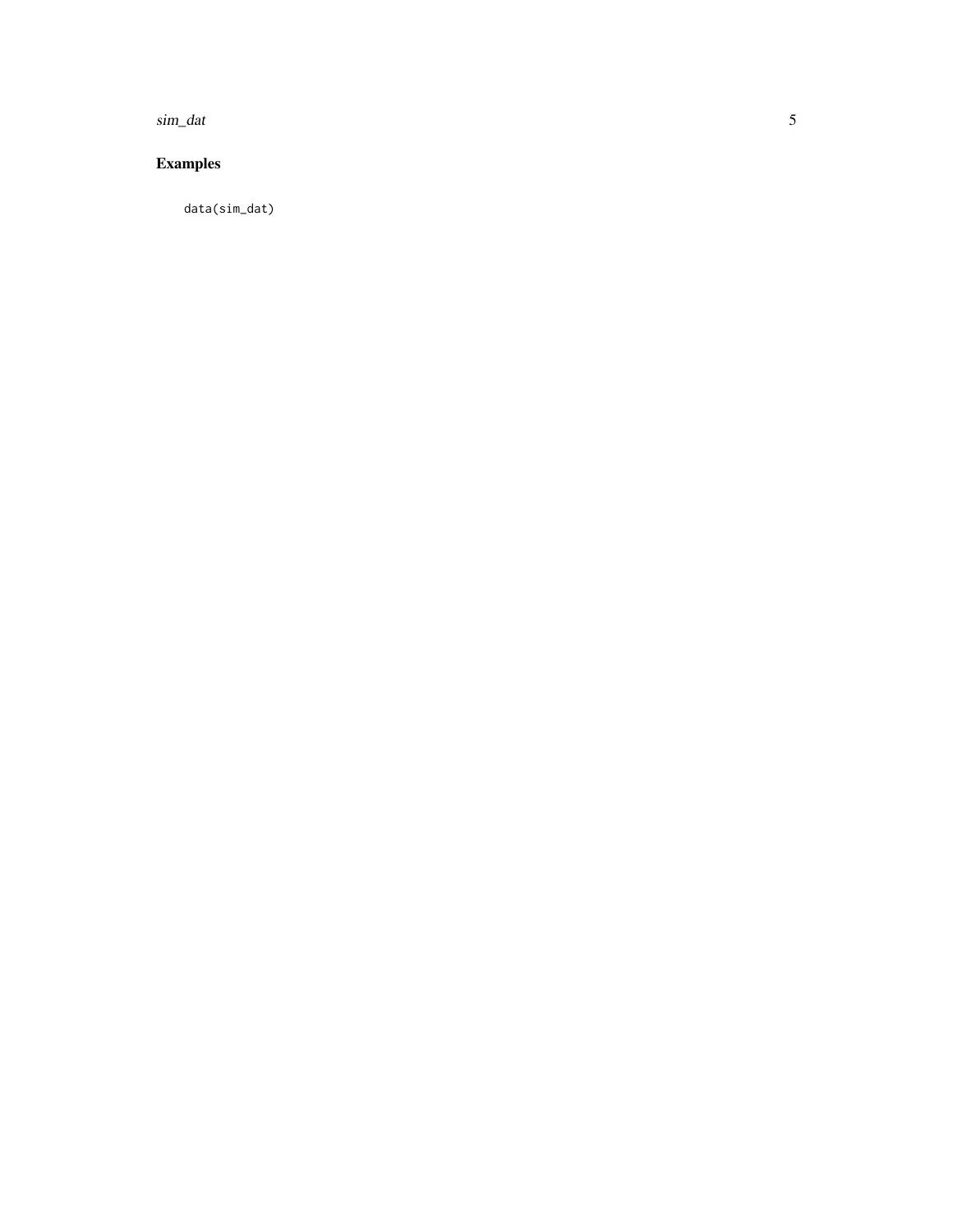## Examples

```
data(sim_dat)
```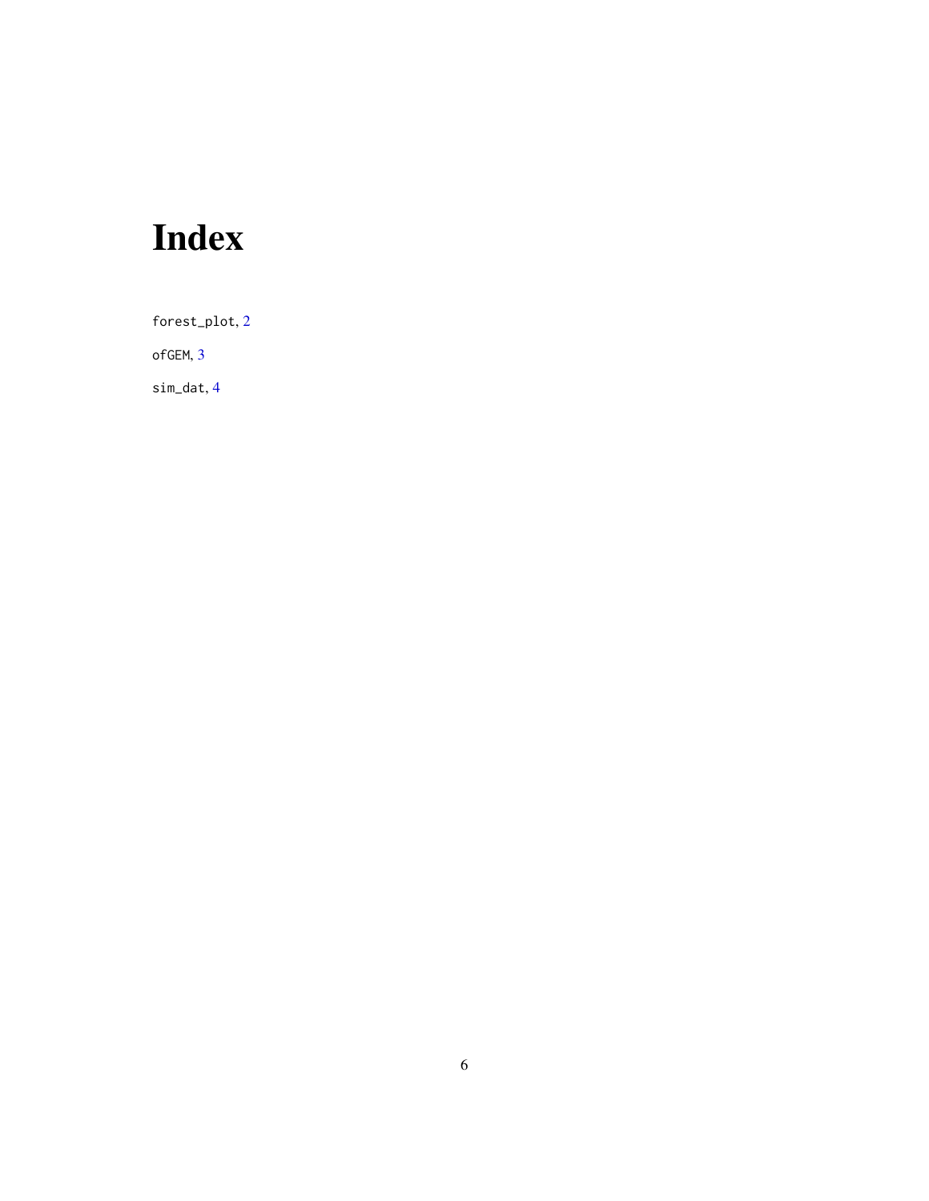# Index

forest_plot, 2

ofGEM, 3

sim_dat, 4